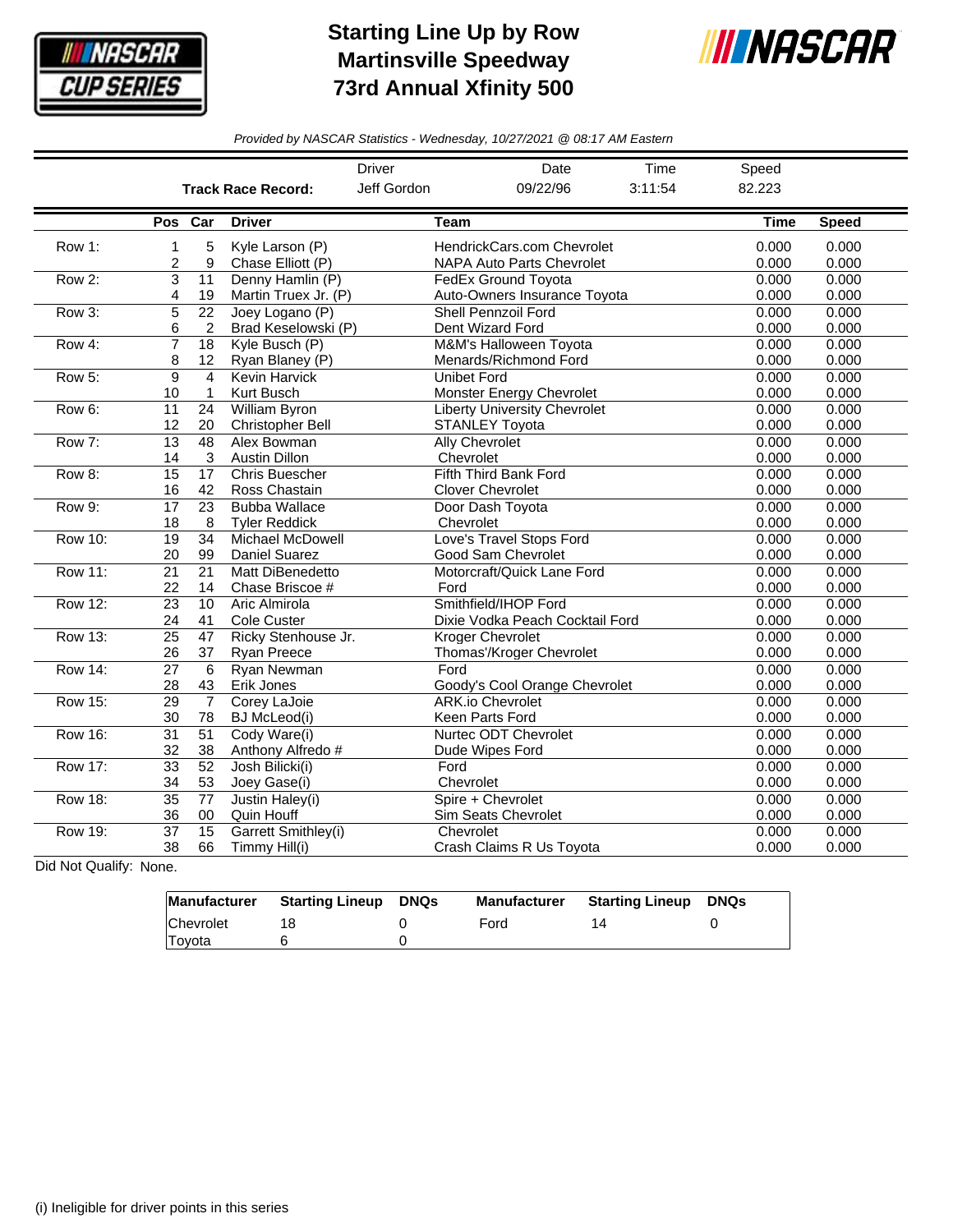# Starting Line Up by Row
# Martinsville Speedway
# 73rd Annual Xfinity 500

*Provided by NASCAR Statistics - Wednesday, 10/27/2021 @ 08:17 AM Eastern*

| | Driver | Date | Time | Speed |
|---|---|---|---|---|
| **Track Race Record:** | Jeff Gordon | 09/22/96 | 3:11:54 | 82.223 |

| | Pos | Car | Driver | Team | Time | Speed |
|---|---|---|---|---|---|---|
| Row 1: | 1 | 5 | Kyle Larson (P) | HendrickCars.com Chevrolet | 0.000 | 0.000 |
| | 2 | 9 | Chase Elliott (P) | NAPA Auto Parts Chevrolet | 0.000 | 0.000 |
| Row 2: | 3 | 11 | Denny Hamlin (P) | FedEx Ground Toyota | 0.000 | 0.000 |
| | 4 | 19 | Martin Truex Jr. (P) | Auto-Owners Insurance Toyota | 0.000 | 0.000 |
| Row 3: | 5 | 22 | Joey Logano (P) | Shell Pennzoil Ford | 0.000 | 0.000 |
| | 6 | 2 | Brad Keselowski (P) | Dent Wizard Ford | 0.000 | 0.000 |
| Row 4: | 7 | 18 | Kyle Busch (P) | M&M's Halloween Toyota | 0.000 | 0.000 |
| | 8 | 12 | Ryan Blaney (P) | Menards/Richmond Ford | 0.000 | 0.000 |
| Row 5: | 9 | 4 | Kevin Harvick | Unibet Ford | 0.000 | 0.000 |
| | 10 | 1 | Kurt Busch | Monster Energy Chevrolet | 0.000 | 0.000 |
| Row 6: | 11 | 24 | William Byron | Liberty University Chevrolet | 0.000 | 0.000 |
| | 12 | 20 | Christopher Bell | STANLEY Toyota | 0.000 | 0.000 |
| Row 7: | 13 | 48 | Alex Bowman | Ally Chevrolet | 0.000 | 0.000 |
| | 14 | 3 | Austin Dillon | Chevrolet | 0.000 | 0.000 |
| Row 8: | 15 | 17 | Chris Buescher | Fifth Third Bank Ford | 0.000 | 0.000 |
| | 16 | 42 | Ross Chastain | Clover Chevrolet | 0.000 | 0.000 |
| Row 9: | 17 | 23 | Bubba Wallace | Door Dash Toyota | 0.000 | 0.000 |
| | 18 | 8 | Tyler Reddick | Chevrolet | 0.000 | 0.000 |
| Row 10: | 19 | 34 | Michael McDowell | Love's Travel Stops Ford | 0.000 | 0.000 |
| | 20 | 99 | Daniel Suarez | Good Sam Chevrolet | 0.000 | 0.000 |
| Row 11: | 21 | 21 | Matt DiBenedetto | Motorcraft/Quick Lane Ford | 0.000 | 0.000 |
| | 22 | 14 | Chase Briscoe # | Ford | 0.000 | 0.000 |
| Row 12: | 23 | 10 | Aric Almirola | Smithfield/IHOP Ford | 0.000 | 0.000 |
| | 24 | 41 | Cole Custer | Dixie Vodka Peach Cocktail Ford | 0.000 | 0.000 |
| Row 13: | 25 | 47 | Ricky Stenhouse Jr. | Kroger Chevrolet | 0.000 | 0.000 |
| | 26 | 37 | Ryan Preece | Thomas'/Kroger Chevrolet | 0.000 | 0.000 |
| Row 14: | 27 | 6 | Ryan Newman | Ford | 0.000 | 0.000 |
| | 28 | 43 | Erik Jones | Goody's Cool Orange Chevrolet | 0.000 | 0.000 |
| Row 15: | 29 | 7 | Corey LaJoie | ARK.io Chevrolet | 0.000 | 0.000 |
| | 30 | 78 | BJ McLeod(i) | Keen Parts Ford | 0.000 | 0.000 |
| Row 16: | 31 | 51 | Cody Ware(i) | Nurtec ODT Chevrolet | 0.000 | 0.000 |
| | 32 | 38 | Anthony Alfredo # | Dude Wipes Ford | 0.000 | 0.000 |
| Row 17: | 33 | 52 | Josh Bilicki(i) | Ford | 0.000 | 0.000 |
| | 34 | 53 | Joey Gase(i) | Chevrolet | 0.000 | 0.000 |
| Row 18: | 35 | 77 | Justin Haley(i) | Spire + Chevrolet | 0.000 | 0.000 |
| | 36 | 00 | Quin Houff | Sim Seats Chevrolet | 0.000 | 0.000 |
| Row 19: | 37 | 15 | Garrett Smithley(i) | Chevrolet | 0.000 | 0.000 |
| | 38 | 66 | Timmy Hill(i) | Crash Claims R Us Toyota | 0.000 | 0.000 |

Did Not Qualify: None.

| Manufacturer | Starting Lineup | DNQs | Manufacturer | Starting Lineup | DNQs |
|---|---|---|---|---|---|
| Chevrolet | 18 | 0 | Ford | 14 | 0 |
| Toyota | 6 | 0 | | | |

(i) Ineligible for driver points in this series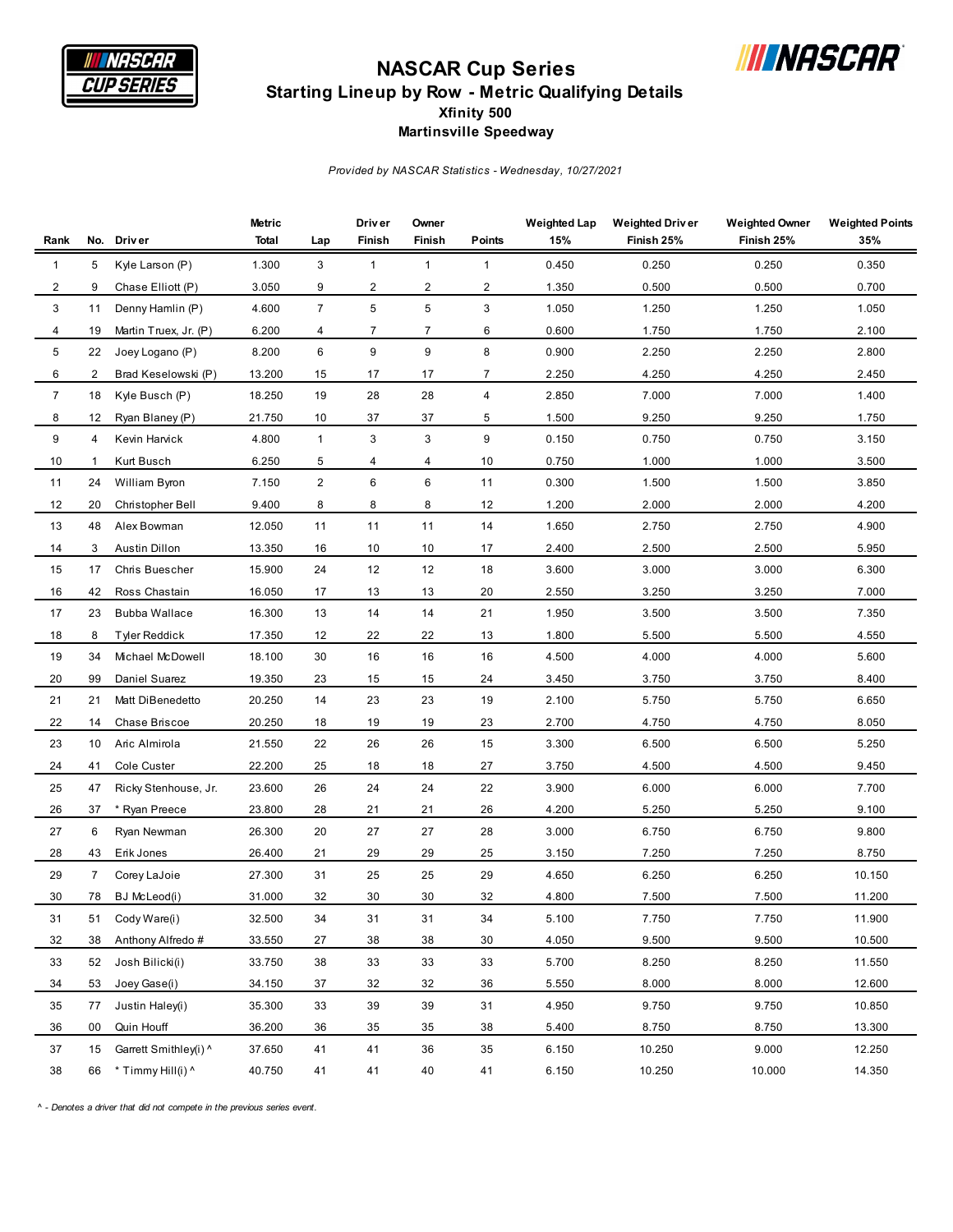# NASCAR Cup Series

## Starting Lineup by Row - Metric Qualifying Details

### Xfinity 500

### Martinsville Speedway

*Provided by NASCAR Statistics - Wednesday, 10/27/2021*

| Rank | No. | Driver | Metric Total | Lap | Driver Finish | Owner Finish | Points | Weighted Lap 15% | Weighted Driver Finish 25% | Weighted Owner Finish 25% | Weighted Points 35% |
|---|---|---|---|---|---|---|---|---|---|---|---|
| 1 | 5 | Kyle Larson (P) | 1.300 | 3 | 1 | 1 | 1 | 0.450 | 0.250 | 0.250 | 0.350 |
| 2 | 9 | Chase Elliott (P) | 3.050 | 9 | 2 | 2 | 2 | 1.350 | 0.500 | 0.500 | 0.700 |
| 3 | 11 | Denny Hamlin (P) | 4.600 | 7 | 5 | 5 | 3 | 1.050 | 1.250 | 1.250 | 1.050 |
| 4 | 19 | Martin Truex, Jr. (P) | 6.200 | 4 | 7 | 7 | 6 | 0.600 | 1.750 | 1.750 | 2.100 |
| 5 | 22 | Joey Logano (P) | 8.200 | 6 | 9 | 9 | 8 | 0.900 | 2.250 | 2.250 | 2.800 |
| 6 | 2 | Brad Keselowski (P) | 13.200 | 15 | 17 | 17 | 7 | 2.250 | 4.250 | 4.250 | 2.450 |
| 7 | 18 | Kyle Busch (P) | 18.250 | 19 | 28 | 28 | 4 | 2.850 | 7.000 | 7.000 | 1.400 |
| 8 | 12 | Ryan Blaney (P) | 21.750 | 10 | 37 | 37 | 5 | 1.500 | 9.250 | 9.250 | 1.750 |
| 9 | 4 | Kevin Harvick | 4.800 | 1 | 3 | 3 | 9 | 0.150 | 0.750 | 0.750 | 3.150 |
| 10 | 1 | Kurt Busch | 6.250 | 5 | 4 | 4 | 10 | 0.750 | 1.000 | 1.000 | 3.500 |
| 11 | 24 | William Byron | 7.150 | 2 | 6 | 6 | 11 | 0.300 | 1.500 | 1.500 | 3.850 |
| 12 | 20 | Christopher Bell | 9.400 | 8 | 8 | 8 | 12 | 1.200 | 2.000 | 2.000 | 4.200 |
| 13 | 48 | Alex Bowman | 12.050 | 11 | 11 | 11 | 14 | 1.650 | 2.750 | 2.750 | 4.900 |
| 14 | 3 | Austin Dillon | 13.350 | 16 | 10 | 10 | 17 | 2.400 | 2.500 | 2.500 | 5.950 |
| 15 | 17 | Chris Buescher | 15.900 | 24 | 12 | 12 | 18 | 3.600 | 3.000 | 3.000 | 6.300 |
| 16 | 42 | Ross Chastain | 16.050 | 17 | 13 | 13 | 20 | 2.550 | 3.250 | 3.250 | 7.000 |
| 17 | 23 | Bubba Wallace | 16.300 | 13 | 14 | 14 | 21 | 1.950 | 3.500 | 3.500 | 7.350 |
| 18 | 8 | Tyler Reddick | 17.350 | 12 | 22 | 22 | 13 | 1.800 | 5.500 | 5.500 | 4.550 |
| 19 | 34 | Michael McDowell | 18.100 | 30 | 16 | 16 | 16 | 4.500 | 4.000 | 4.000 | 5.600 |
| 20 | 99 | Daniel Suarez | 19.350 | 23 | 15 | 15 | 24 | 3.450 | 3.750 | 3.750 | 8.400 |
| 21 | 21 | Matt DiBenedetto | 20.250 | 14 | 23 | 23 | 19 | 2.100 | 5.750 | 5.750 | 6.650 |
| 22 | 14 | Chase Briscoe | 20.250 | 18 | 19 | 19 | 23 | 2.700 | 4.750 | 4.750 | 8.050 |
| 23 | 10 | Aric Almirola | 21.550 | 22 | 26 | 26 | 15 | 3.300 | 6.500 | 6.500 | 5.250 |
| 24 | 41 | Cole Custer | 22.200 | 25 | 18 | 18 | 27 | 3.750 | 4.500 | 4.500 | 9.450 |
| 25 | 47 | Ricky Stenhouse, Jr. | 23.600 | 26 | 24 | 24 | 22 | 3.900 | 6.000 | 6.000 | 7.700 |
| 26 | 37 | * Ryan Preece | 23.800 | 28 | 21 | 21 | 26 | 4.200 | 5.250 | 5.250 | 9.100 |
| 27 | 6 | Ryan Newman | 26.300 | 20 | 27 | 27 | 28 | 3.000 | 6.750 | 6.750 | 9.800 |
| 28 | 43 | Erik Jones | 26.400 | 21 | 29 | 29 | 25 | 3.150 | 7.250 | 7.250 | 8.750 |
| 29 | 7 | Corey LaJoie | 27.300 | 31 | 25 | 25 | 29 | 4.650 | 6.250 | 6.250 | 10.150 |
| 30 | 78 | BJ McLeod(i) | 31.000 | 32 | 30 | 30 | 32 | 4.800 | 7.500 | 7.500 | 11.200 |
| 31 | 51 | Cody Ware(i) | 32.500 | 34 | 31 | 31 | 34 | 5.100 | 7.750 | 7.750 | 11.900 |
| 32 | 38 | Anthony Alfredo # | 33.550 | 27 | 38 | 38 | 30 | 4.050 | 9.500 | 9.500 | 10.500 |
| 33 | 52 | Josh Bilicki(i) | 33.750 | 38 | 33 | 33 | 33 | 5.700 | 8.250 | 8.250 | 11.550 |
| 34 | 53 | Joey Gase(i) | 34.150 | 37 | 32 | 32 | 36 | 5.550 | 8.000 | 8.000 | 12.600 |
| 35 | 77 | Justin Haley(i) | 35.300 | 33 | 39 | 39 | 31 | 4.950 | 9.750 | 9.750 | 10.850 |
| 36 | 00 | Quin Houff | 36.200 | 36 | 35 | 35 | 38 | 5.400 | 8.750 | 8.750 | 13.300 |
| 37 | 15 | Garrett Smithley(i) ^ | 37.650 | 41 | 41 | 36 | 35 | 6.150 | 10.250 | 9.000 | 12.250 |
| 38 | 66 | * Timmy Hill(i) ^ | 40.750 | 41 | 41 | 40 | 41 | 6.150 | 10.250 | 10.000 | 14.350 |

*^ - Denotes a driver that did not compete in the previous series event.*